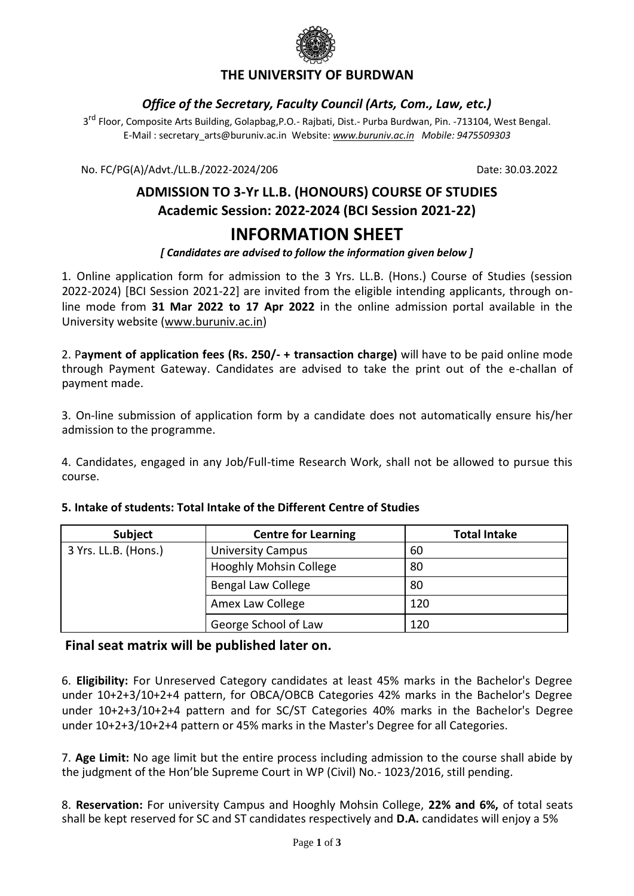# THE UNIVERSITY OF BURDWAN

***Office of the Secretary, Faculty Council (Arts, Com., Law, etc.)***

3rd Floor, Composite Arts Building, Golapbag,P.O.- Rajbati, Dist.- Purba Burdwan, Pin. -713104, West Bengal.
E-Mail : secretary_arts@buruniv.ac.in Website: *www.buruniv.ac.in* *Mobile: 9475509303*

No. FC/PG(A)/Advt./LL.B./2022-2024/206 Date: 30.03.2022

## ADMISSION TO 3-Yr LL.B. (HONOURS) COURSE OF STUDIES
## Academic Session: 2022-2024 (BCI Session 2021-22)

# INFORMATION SHEET

***[ Candidates are advised to follow the information given below ]***

1. Online application form for admission to the 3 Yrs. LL.B. (Hons.) Course of Studies (session 2022-2024) [BCI Session 2021-22] are invited from the eligible intending applicants, through on-line mode from **31 Mar 2022 to 17 Apr 2022** in the online admission portal available in the University website (www.buruniv.ac.in)

2. P**ayment of application fees (Rs. 250/- + transaction charge)** will have to be paid online mode through Payment Gateway. Candidates are advised to take the print out of the e-challan of payment made.

3. On-line submission of application form by a candidate does not automatically ensure his/her admission to the programme.

4. Candidates, engaged in any Job/Full-time Research Work, shall not be allowed to pursue this course.

**5. Intake of students: Total Intake of the Different Centre of Studies**

| Subject | Centre for Learning | Total Intake |
|---|---|---|
| 3 Yrs. LL.B. (Hons.) | University Campus | 60 |
| | Hooghly Mohsin College | 80 |
| | Bengal Law College | 80 |
| | Amex Law College | 120 |
| | George School of Law | 120 |

**Final seat matrix will be published later on.**

6. **Eligibility:** For Unreserved Category candidates at least 45% marks in the Bachelor's Degree under 10+2+3/10+2+4 pattern, for OBCA/OBCB Categories 42% marks in the Bachelor's Degree under 10+2+3/10+2+4 pattern and for SC/ST Categories 40% marks in the Bachelor's Degree under 10+2+3/10+2+4 pattern or 45% marks in the Master's Degree for all Categories.

7. **Age Limit:** No age limit but the entire process including admission to the course shall abide by the judgment of the Hon'ble Supreme Court in WP (Civil) No.- 1023/2016, still pending.

8. **Reservation:** For university Campus and Hooghly Mohsin College, **22% and 6%,** of total seats shall be kept reserved for SC and ST candidates respectively and **D.A.** candidates will enjoy a 5%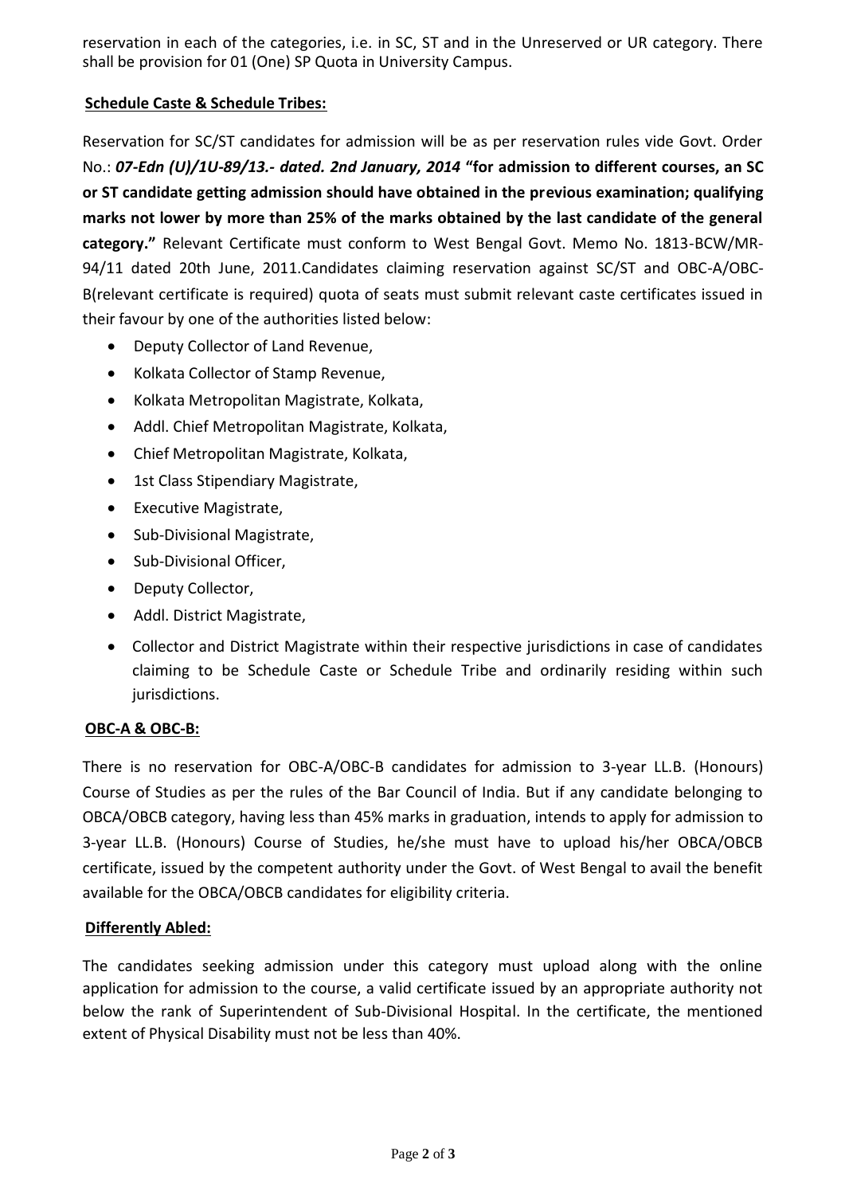reservation in each of the categories, i.e. in SC, ST and in the Unreserved or UR category. There shall be provision for 01 (One) SP Quota in University Campus.

**Schedule Caste & Schedule Tribes:**

Reservation for SC/ST candidates for admission will be as per reservation rules vide Govt. Order No.: ***07-Edn (U)/1U-89/13.- dated. 2nd January, 2014*** **"for admission to different courses, an SC or ST candidate getting admission should have obtained in the previous examination; qualifying marks not lower by more than 25% of the marks obtained by the last candidate of the general category."** Relevant Certificate must conform to West Bengal Govt. Memo No. 1813-BCW/MR-94/11 dated 20th June, 2011.Candidates claiming reservation against SC/ST and OBC-A/OBC-B(relevant certificate is required) quota of seats must submit relevant caste certificates issued in their favour by one of the authorities listed below:

- Deputy Collector of Land Revenue,
- Kolkata Collector of Stamp Revenue,
- Kolkata Metropolitan Magistrate, Kolkata,
- Addl. Chief Metropolitan Magistrate, Kolkata,
- Chief Metropolitan Magistrate, Kolkata,
- 1st Class Stipendiary Magistrate,
- Executive Magistrate,
- Sub-Divisional Magistrate,
- Sub-Divisional Officer,
- Deputy Collector,
- Addl. District Magistrate,
- Collector and District Magistrate within their respective jurisdictions in case of candidates claiming to be Schedule Caste or Schedule Tribe and ordinarily residing within such jurisdictions.

**OBC-A & OBC-B:**

There is no reservation for OBC-A/OBC-B candidates for admission to 3-year LL.B. (Honours) Course of Studies as per the rules of the Bar Council of India. But if any candidate belonging to OBCA/OBCB category, having less than 45% marks in graduation, intends to apply for admission to 3-year LL.B. (Honours) Course of Studies, he/she must have to upload his/her OBCA/OBCB certificate, issued by the competent authority under the Govt. of West Bengal to avail the benefit available for the OBCA/OBCB candidates for eligibility criteria.

**Differently Abled:**

The candidates seeking admission under this category must upload along with the online application for admission to the course, a valid certificate issued by an appropriate authority not below the rank of Superintendent of Sub-Divisional Hospital. In the certificate, the mentioned extent of Physical Disability must not be less than 40%.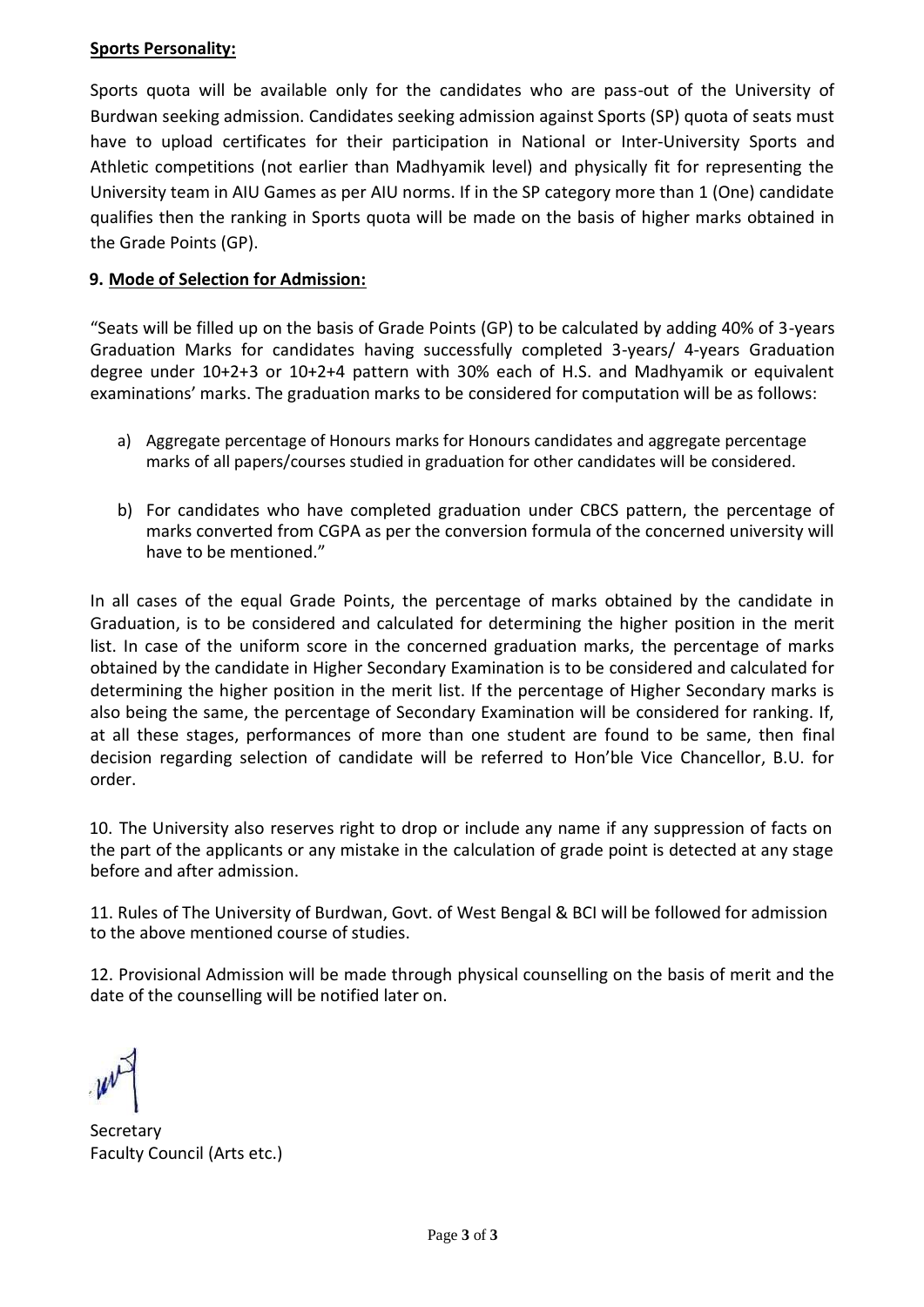**Sports Personality:**

Sports quota will be available only for the candidates who are pass-out of the University of Burdwan seeking admission. Candidates seeking admission against Sports (SP) quota of seats must have to upload certificates for their participation in National or Inter-University Sports and Athletic competitions (not earlier than Madhyamik level) and physically fit for representing the University team in AIU Games as per AIU norms. If in the SP category more than 1 (One) candidate qualifies then the ranking in Sports quota will be made on the basis of higher marks obtained in the Grade Points (GP).

**9. Mode of Selection for Admission:**

"Seats will be filled up on the basis of Grade Points (GP) to be calculated by adding 40% of 3-years Graduation Marks for candidates having successfully completed 3-years/ 4-years Graduation degree under 10+2+3 or 10+2+4 pattern with 30% each of H.S. and Madhyamik or equivalent examinations' marks. The graduation marks to be considered for computation will be as follows:

a) Aggregate percentage of Honours marks for Honours candidates and aggregate percentage marks of all papers/courses studied in graduation for other candidates will be considered.

b) For candidates who have completed graduation under CBCS pattern, the percentage of marks converted from CGPA as per the conversion formula of the concerned university will have to be mentioned."

In all cases of the equal Grade Points, the percentage of marks obtained by the candidate in Graduation, is to be considered and calculated for determining the higher position in the merit list. In case of the uniform score in the concerned graduation marks, the percentage of marks obtained by the candidate in Higher Secondary Examination is to be considered and calculated for determining the higher position in the merit list. If the percentage of Higher Secondary marks is also being the same, the percentage of Secondary Examination will be considered for ranking. If, at all these stages, performances of more than one student are found to be same, then final decision regarding selection of candidate will be referred to Hon'ble Vice Chancellor, B.U. for order.

10. The University also reserves right to drop or include any name if any suppression of facts on the part of the applicants or any mistake in the calculation of grade point is detected at any stage before and after admission.

11. Rules of The University of Burdwan, Govt. of West Bengal & BCI will be followed for admission to the above mentioned course of studies.

12. Provisional Admission will be made through physical counselling on the basis of merit and the date of the counselling will be notified later on.

Secretary
Faculty Council (Arts etc.)